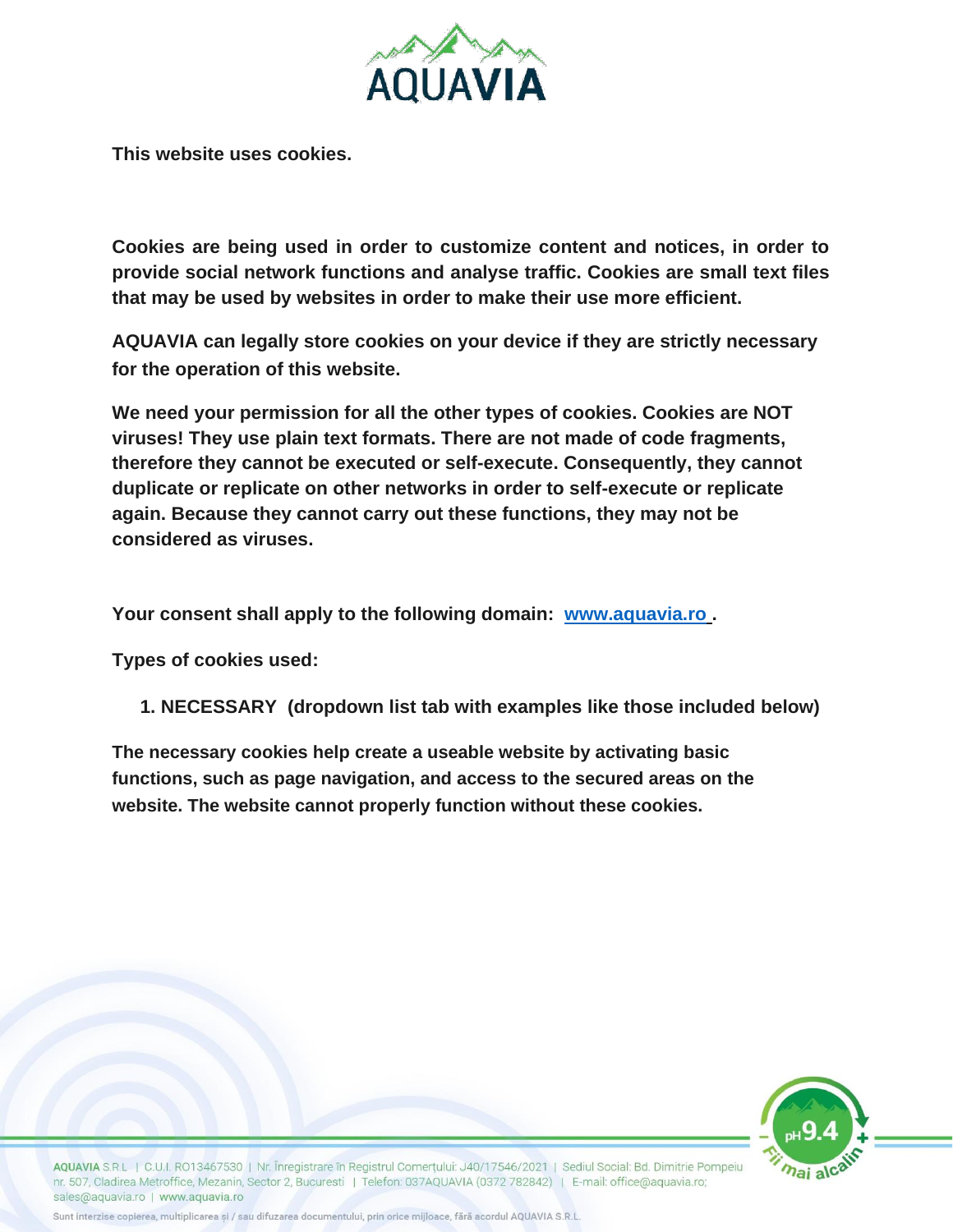**This website uses cookies.**

**Cookies are being used in order to customize content and notices, in order to provide social network functions and analyse traffic. Cookies are small text files that may be used by websites in order to make their use more efficient.**

**AQUAVIA can legally store cookies on your device if they are strictly necessary for the operation of this website.**

**We need your permission for all the other types of cookies. Cookies are NOT viruses! They use plain text formats. There are not made of code fragments, therefore they cannot be executed or self-execute. Consequently, they cannot duplicate or replicate on other networks in order to self-execute or replicate again. Because they cannot carry out these functions, they may not be considered as viruses.**

**Your consent shall apply to the following domain: [www.aquavia.ro](www.aquavia.ro) .**

**Types of cookies used:**

1. **NECESSARY (dropdown list tab with examples like those included below)**

**The necessary cookies help create a useable website by activating basic functions, such as page navigation, and access to the secured areas on the website. The website cannot properly function without these cookies.**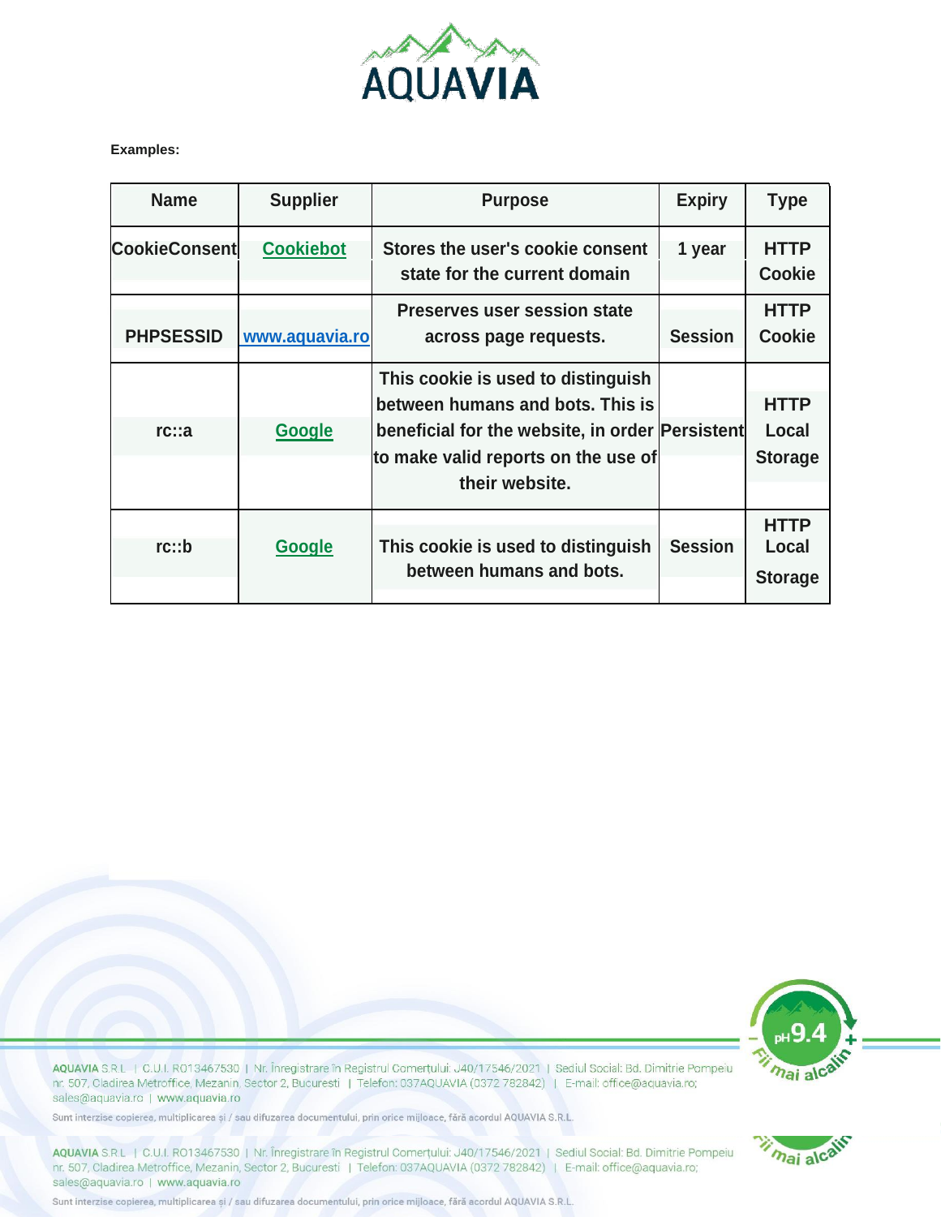**Examples:**

| Name | Supplier | Purpose | Expiry | Type |
| --- | --- | --- | --- | --- |
| CookieConsent | Cookiebot | Stores the user's cookie consent state for the current domain | 1 year | HTTP Cookie |
| PHPSESSID | www.aquavia.ro | Preserves user session state across page requests. | Session | HTTP Cookie |
| rc::a | Google | This cookie is used to distinguish between humans and bots. This is beneficial for the website, in order to make valid reports on the use of their website. | Persistent | HTTP Local Storage |
| rc::b | Google | This cookie is used to distinguish between humans and bots. | Session | HTTP Local Storage |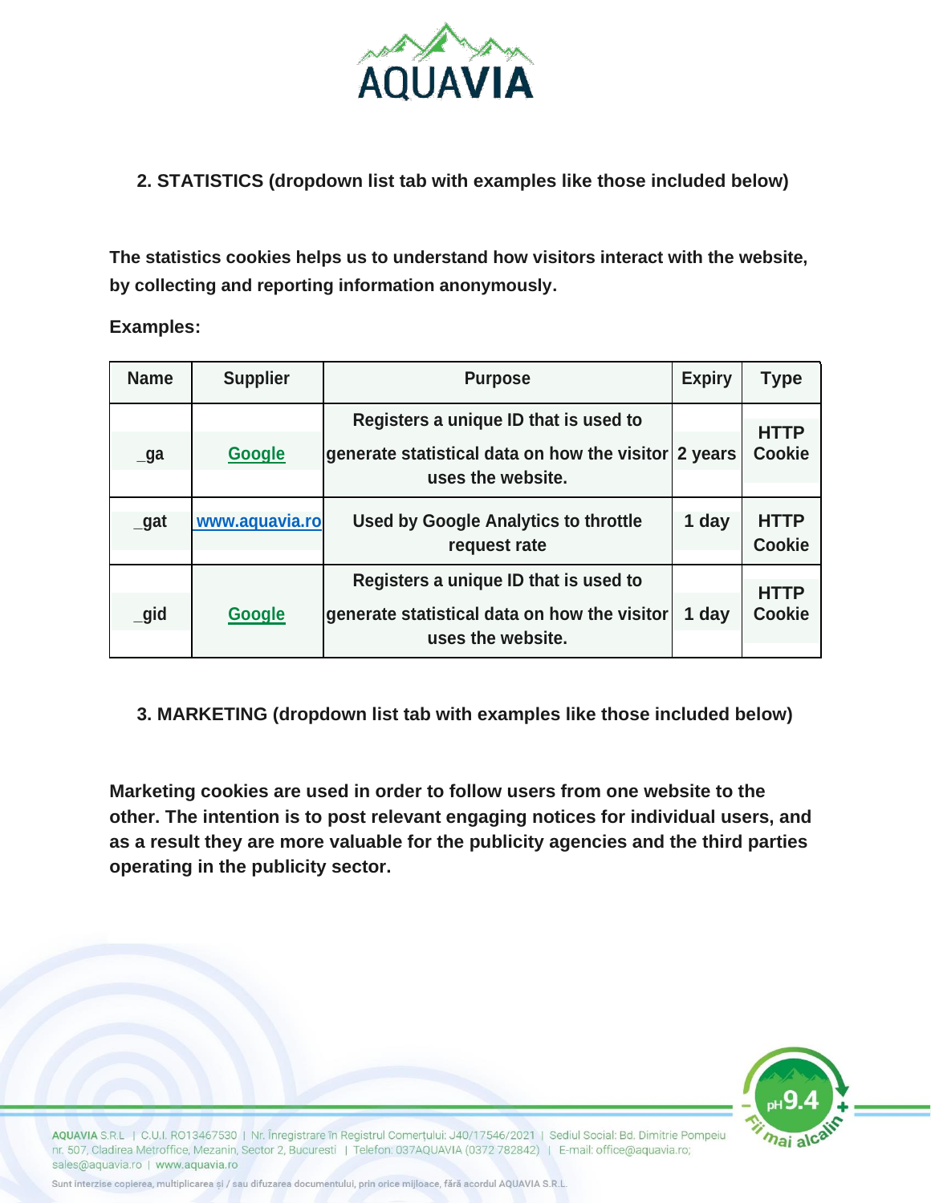**2. STATISTICS (dropdown list tab with examples like those included below)**

**The statistics cookies helps us to understand how visitors interact with the website, by collecting and reporting information anonymously.**

**Examples:**

| Name | Supplier | Purpose | Expiry | Type |
|---|---|---|---|---|
| _ga | Google | Registers a unique ID that is used to generate statistical data on how the visitor uses the website. | 2 years | HTTP Cookie |
| _gat | www.aquavia.ro | Used by Google Analytics to throttle request rate | 1 day | HTTP Cookie |
| _gid | Google | Registers a unique ID that is used to generate statistical data on how the visitor uses the website. | 1 day | HTTP Cookie |

**3. MARKETING (dropdown list tab with examples like those included below)**

**Marketing cookies are used in order to follow users from one website to the other. The intention is to post relevant engaging notices for individual users, and as a result they are more valuable for the publicity agencies and the third parties operating in the publicity sector.**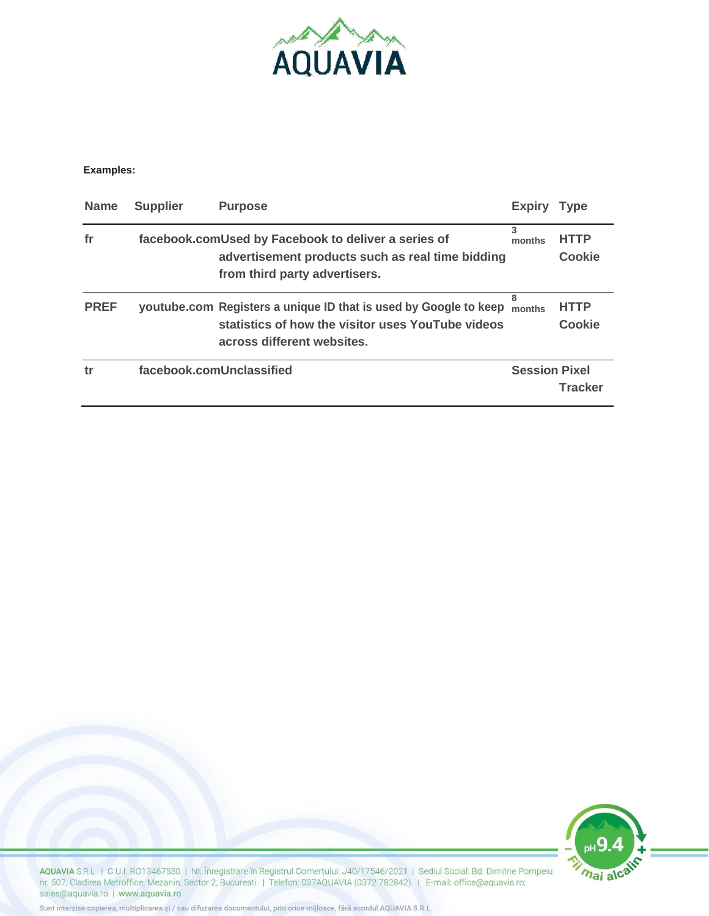**Examples:**

| Name | Supplier | Purpose | Expiry | Type |
|---|---|---|---|---|
| fr | facebook.com | Used by Facebook to deliver a series of advertisement products such as real time bidding from third party advertisers. | 3 months | HTTP Cookie |
| PREF | youtube.com | Registers a unique ID that is used by Google to keep statistics of how the visitor uses YouTube videos across different websites. | 8 months | HTTP Cookie |
| tr | facebook.com | Unclassified | Session | Pixel Tracker |